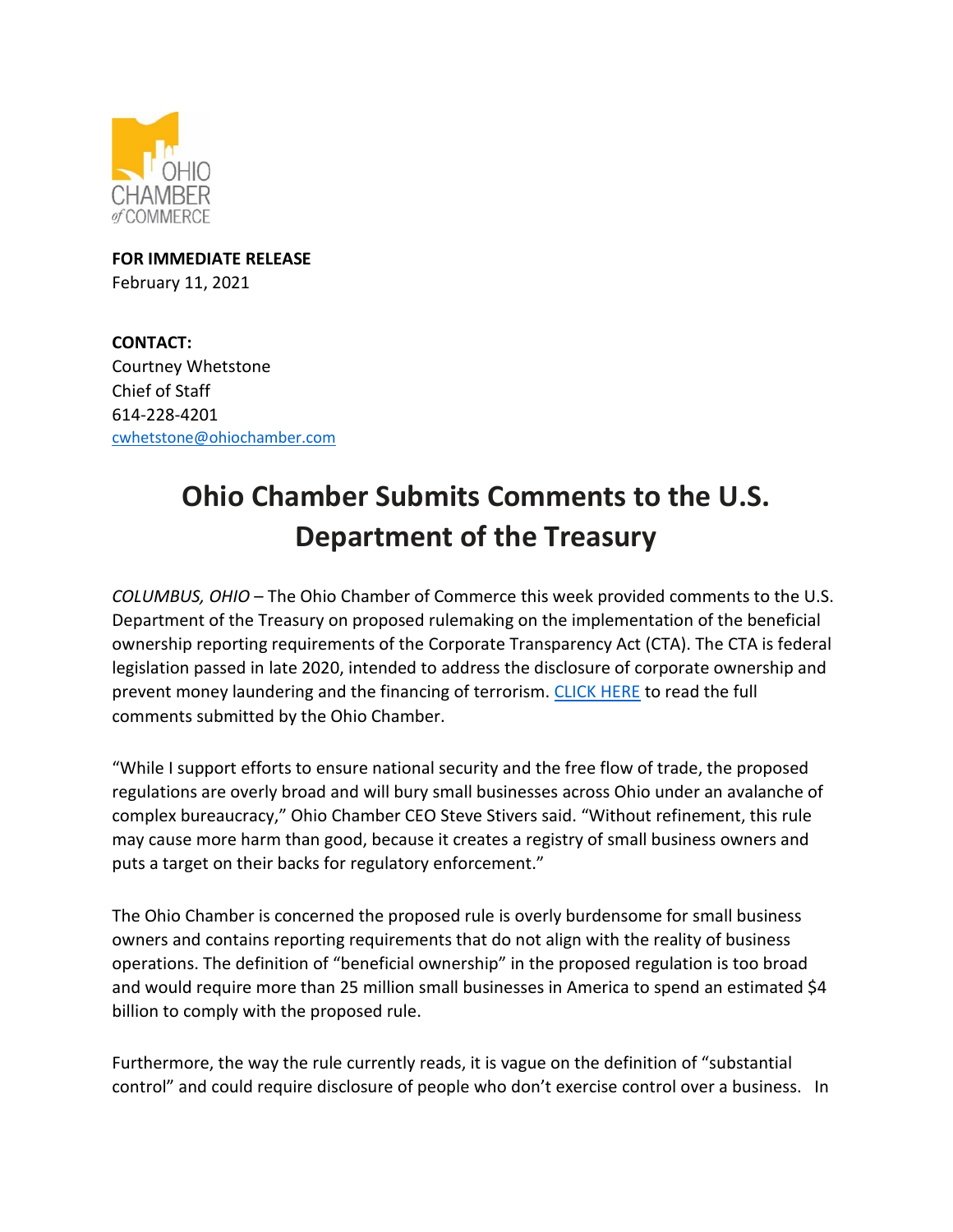OHIO CHAMBER of COMMERCE

**FOR IMMEDIATE RELEASE**
February 11, 2021

**CONTACT:**
Courtney Whetstone
Chief of Staff
614-228-4201
cwhetstone@ohiochamber.com

# Ohio Chamber Submits Comments to the U.S. Department of the Treasury

*COLUMBUS, OHIO* – The Ohio Chamber of Commerce this week provided comments to the U.S. Department of the Treasury on proposed rulemaking on the implementation of the beneficial ownership reporting requirements of the Corporate Transparency Act (CTA). The CTA is federal legislation passed in late 2020, intended to address the disclosure of corporate ownership and prevent money laundering and the financing of terrorism. CLICK HERE to read the full comments submitted by the Ohio Chamber.

"While I support efforts to ensure national security and the free flow of trade, the proposed regulations are overly broad and will bury small businesses across Ohio under an avalanche of complex bureaucracy," Ohio Chamber CEO Steve Stivers said. "Without refinement, this rule may cause more harm than good, because it creates a registry of small business owners and puts a target on their backs for regulatory enforcement."

The Ohio Chamber is concerned the proposed rule is overly burdensome for small business owners and contains reporting requirements that do not align with the reality of business operations. The definition of "beneficial ownership" in the proposed regulation is too broad and would require more than 25 million small businesses in America to spend an estimated $4 billion to comply with the proposed rule.

Furthermore, the way the rule currently reads, it is vague on the definition of "substantial control" and could require disclosure of people who don't exercise control over a business. In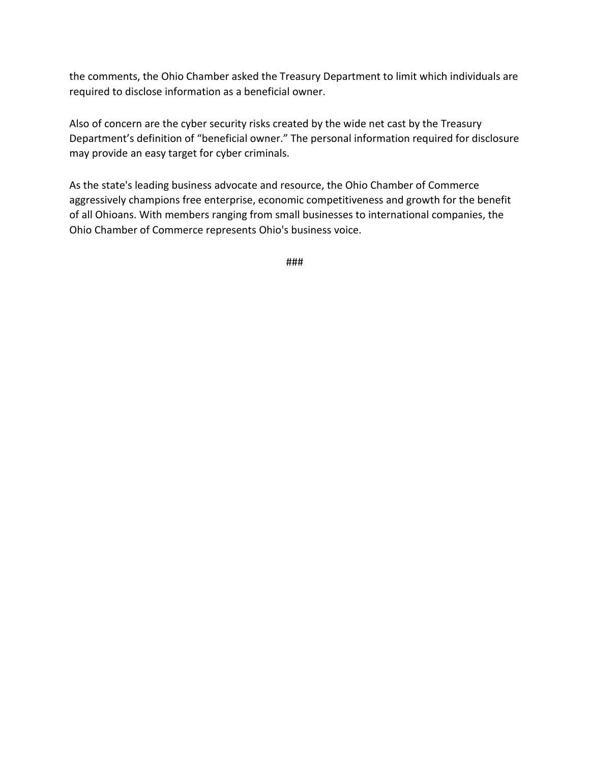the comments, the Ohio Chamber asked the Treasury Department to limit which individuals are required to disclose information as a beneficial owner.

Also of concern are the cyber security risks created by the wide net cast by the Treasury Department's definition of "beneficial owner." The personal information required for disclosure may provide an easy target for cyber criminals.

As the state's leading business advocate and resource, the Ohio Chamber of Commerce aggressively champions free enterprise, economic competitiveness and growth for the benefit of all Ohioans. With members ranging from small businesses to international companies, the Ohio Chamber of Commerce represents Ohio's business voice.

###